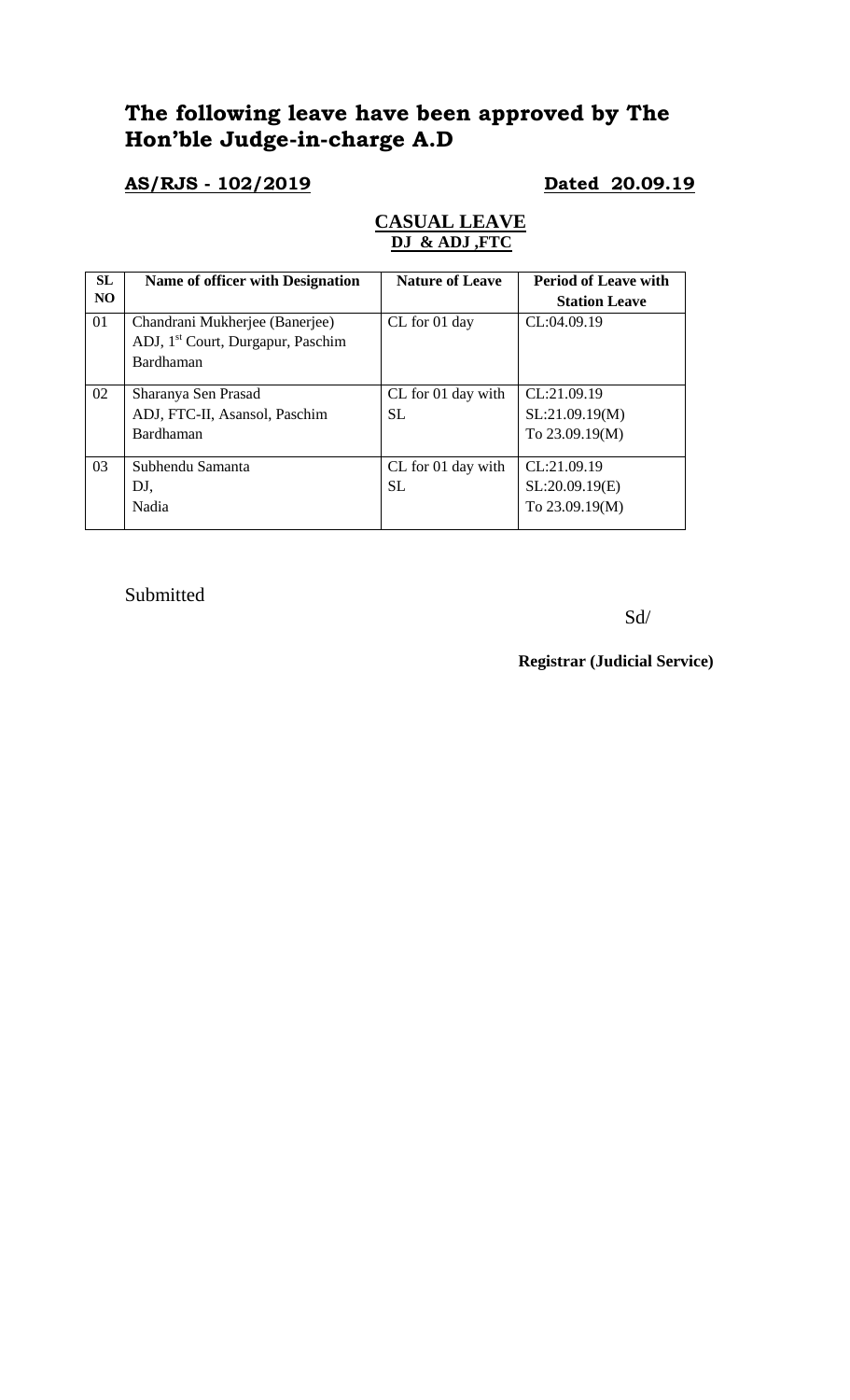# The following leave have been approved by The Hon'ble Judge-in-charge A.D

**AS/RJS - 102/2019** **Dated 20.09.19**

**CASUAL LEAVE**
**DJ & ADJ ,FTC**

| SL NO | Name of officer with Designation | Nature of Leave | Period of Leave with Station Leave |
|---|---|---|---|
| 01 | Chandrani Mukherjee (Banerjee)<br>ADJ, 1st Court, Durgapur, Paschim Bardhaman | CL for 01 day | CL:04.09.19 |
| 02 | Sharanya Sen Prasad<br>ADJ, FTC-II, Asansol, Paschim Bardhaman | CL for 01 day with SL | CL:21.09.19<br>SL:21.09.19(M)<br>To 23.09.19(M) |
| 03 | Subhendu Samanta<br>DJ,<br>Nadia | CL for 01 day with SL | CL:21.09.19<br>SL:20.09.19(E)<br>To 23.09.19(M) |

Submitted

Sd/

**Registrar (Judicial Service)**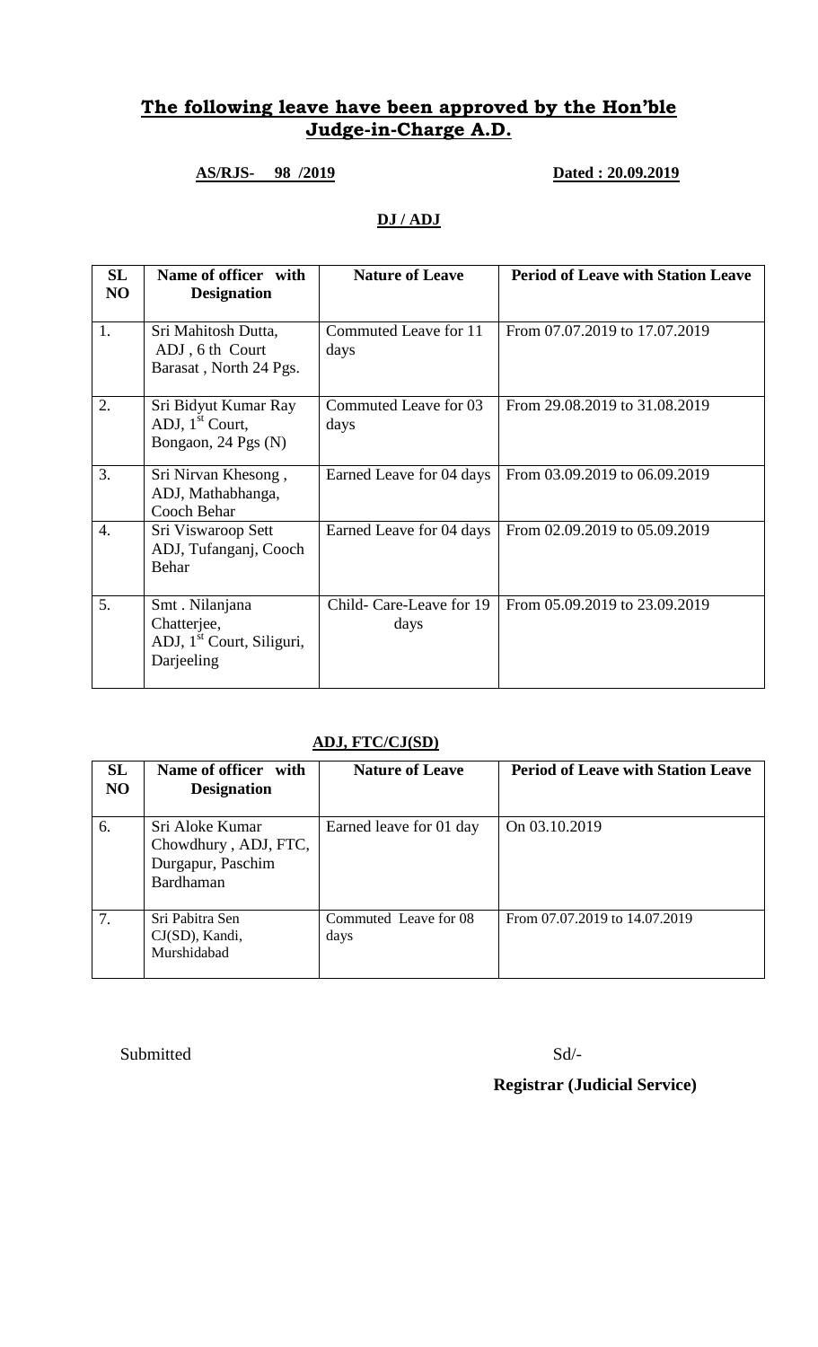# The following leave have been approved by the Hon'ble Judge-in-Charge A.D.

**AS/RJS- 98 /2019** **Dated : 20.09.2019**

**DJ / ADJ**

| SL NO | Name of officer with Designation | Nature of Leave | Period of Leave with Station Leave |
|---|---|---|---|
| 1. | Sri Mahitosh Dutta, ADJ , 6 th Court Barasat , North 24 Pgs. | Commuted Leave for 11 days | From 07.07.2019 to 17.07.2019 |
| 2. | Sri Bidyut Kumar Ray ADJ, 1st Court, Bongaon, 24 Pgs (N) | Commuted Leave for 03 days | From 29.08.2019 to 31.08.2019 |
| 3. | Sri Nirvan Khesong , ADJ, Mathabhanga, Cooch Behar | Earned Leave for 04 days | From 03.09.2019 to 06.09.2019 |
| 4. | Sri Viswaroop Sett ADJ, Tufanganj, Cooch Behar | Earned Leave for 04 days | From 02.09.2019 to 05.09.2019 |
| 5. | Smt . Nilanjana Chatterjee, ADJ, 1st Court, Siliguri, Darjeeling | Child- Care-Leave for 19 days | From 05.09.2019 to 23.09.2019 |

**ADJ, FTC/CJ(SD)**

| SL NO | Name of officer with Designation | Nature of Leave | Period of Leave with Station Leave |
|---|---|---|---|
| 6. | Sri Aloke Kumar Chowdhury , ADJ, FTC, Durgapur, Paschim Bardhaman | Earned leave for 01 day | On 03.10.2019 |
| 7. | Sri Pabitra Sen CJ(SD), Kandi, Murshidabad | Commuted Leave for 08 days | From 07.07.2019 to 14.07.2019 |

Submitted

Sd/-

**Registrar (Judicial Service)**